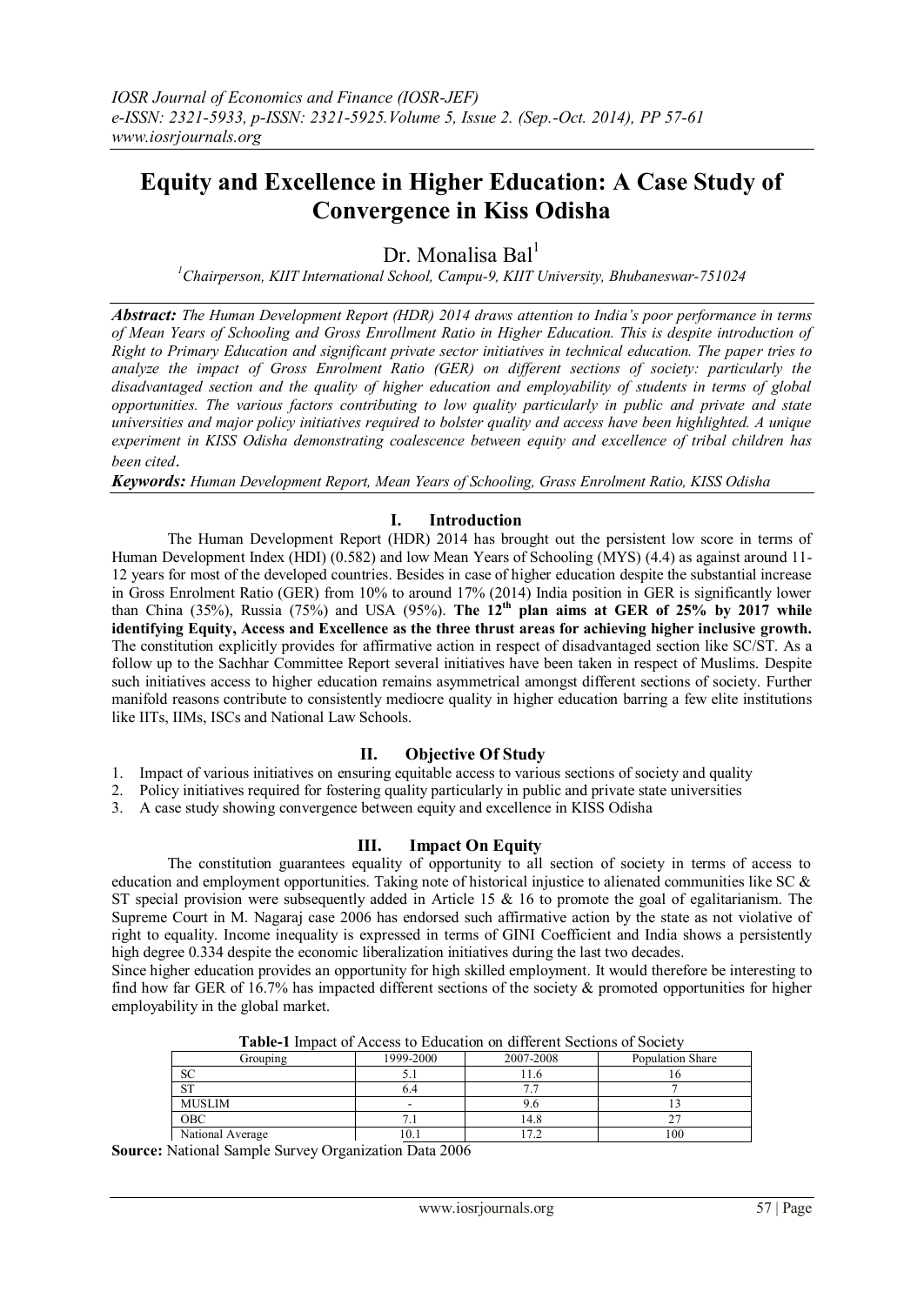# Equity and Excellence in Higher Education: A Case Study of Convergence in Kiss Odisha

Dr. Monalisa Bal[1]

[1]*Chairperson, KIIT International School, Campu-9, KIIT University, Bhubaneswar-751024*

***Abstract:*** *The Human Development Report (HDR) 2014 draws attention to India's poor performance in terms of Mean Years of Schooling and Gross Enrollment Ratio in Higher Education. This is despite introduction of Right to Primary Education and significant private sector initiatives in technical education. The paper tries to analyze the impact of Gross Enrolment Ratio (GER) on different sections of society: particularly the disadvantaged section and the quality of higher education and employability of students in terms of global opportunities. The various factors contributing to low quality particularly in public and private and state universities and major policy initiatives required to bolster quality and access have been highlighted. A unique experiment in KISS Odisha demonstrating coalescence between equity and excellence of tribal children has been cited.*

***Keywords:*** *Human Development Report, Mean Years of Schooling, Grass Enrolment Ratio, KISS Odisha*

## I. Introduction

The Human Development Report (HDR) 2014 has brought out the persistent low score in terms of Human Development Index (HDI) (0.582) and low Mean Years of Schooling (MYS) (4.4) as against around 11-12 years for most of the developed countries. Besides in case of higher education despite the substantial increase in Gross Enrolment Ratio (GER) from 10% to around 17% (2014) India position in GER is significantly lower than China (35%), Russia (75%) and USA (95%). **The 12th plan aims at GER of 25% by 2017 while identifying Equity, Access and Excellence as the three thrust areas for achieving higher inclusive growth.** The constitution explicitly provides for affirmative action in respect of disadvantaged section like SC/ST. As a follow up to the Sachhar Committee Report several initiatives have been taken in respect of Muslims. Despite such initiatives access to higher education remains asymmetrical amongst different sections of society. Further manifold reasons contribute to consistently mediocre quality in higher education barring a few elite institutions like IITs, IIMs, ISCs and National Law Schools.

## II. Objective Of Study

1. Impact of various initiatives on ensuring equitable access to various sections of society and quality
2. Policy initiatives required for fostering quality particularly in public and private state universities
3. A case study showing convergence between equity and excellence in KISS Odisha

## III. Impact On Equity

The constitution guarantees equality of opportunity to all section of society in terms of access to education and employment opportunities. Taking note of historical injustice to alienated communities like SC & ST special provision were subsequently added in Article 15 & 16 to promote the goal of egalitarianism. The Supreme Court in M. Nagaraj case 2006 has endorsed such affirmative action by the state as not violative of right to equality. Income inequality is expressed in terms of GINI Coefficient and India shows a persistently high degree 0.334 despite the economic liberalization initiatives during the last two decades.

Since higher education provides an opportunity for high skilled employment. It would therefore be interesting to find how far GER of 16.7% has impacted different sections of the society & promoted opportunities for higher employability in the global market.

**Table-1** Impact of Access to Education on different Sections of Society

| Grouping | 1999-2000 | 2007-2008 | Population Share |
|---|---|---|---|
| SC | 5.1 | 11.6 | 16 |
| ST | 6.4 | 7.7 | 7 |
| MUSLIM | - | 9.6 | 13 |
| OBC | 7.1 | 14.8 | 27 |
| National Average | 10.1 | 17.2 | 100 |

**Source:** National Sample Survey Organization Data 2006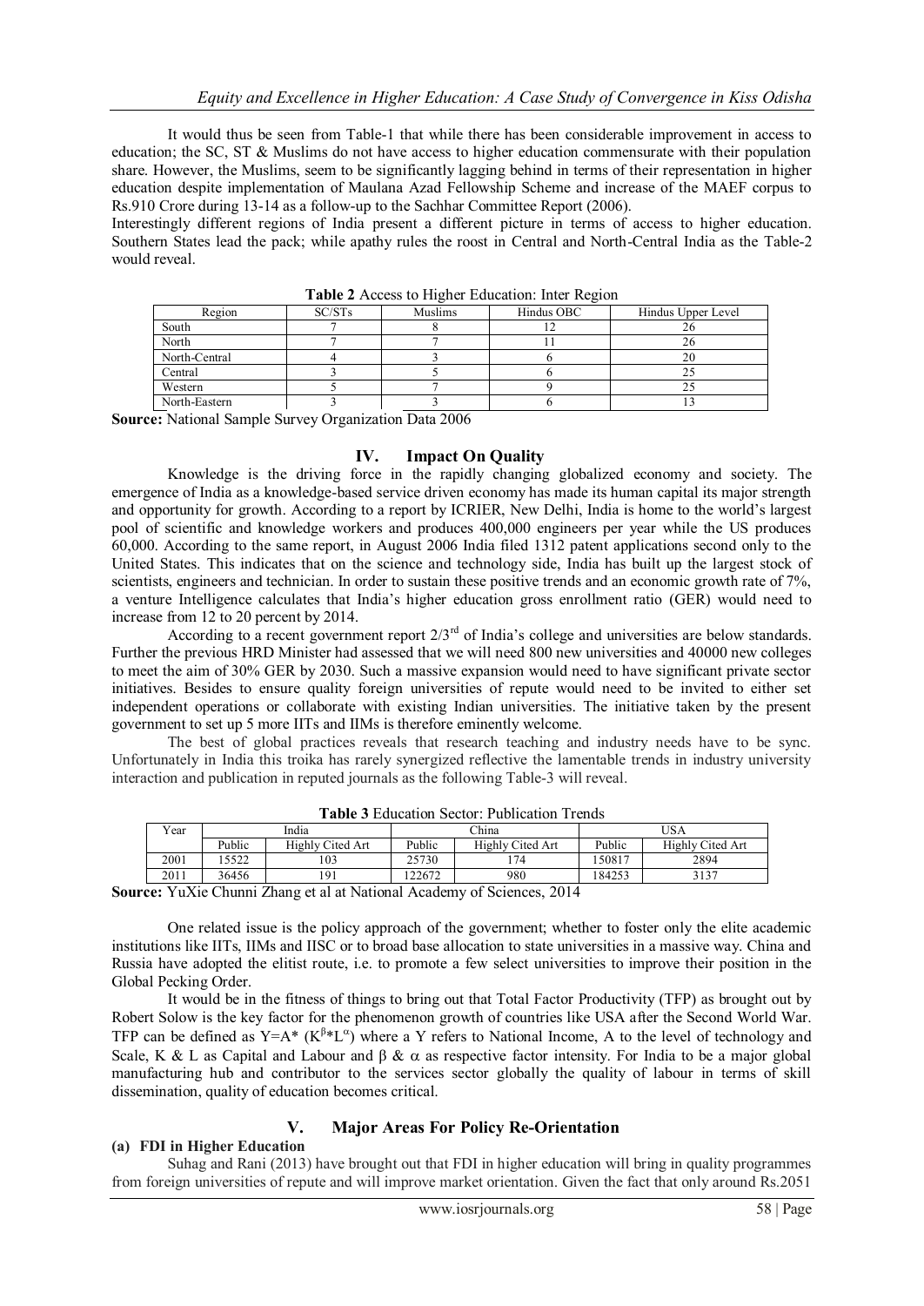It would thus be seen from Table-1 that while there has been considerable improvement in access to education; the SC, ST & Muslims do not have access to higher education commensurate with their population share. However, the Muslims, seem to be significantly lagging behind in terms of their representation in higher education despite implementation of Maulana Azad Fellowship Scheme and increase of the MAEF corpus to Rs.910 Crore during 13-14 as a follow-up to the Sachhar Committee Report (2006).

Interestingly different regions of India present a different picture in terms of access to higher education. Southern States lead the pack; while apathy rules the roost in Central and North-Central India as the Table-2 would reveal.

**Table 2** Access to Higher Education: Inter Region

| Region | SC/STs | Muslims | Hindus OBC | Hindus Upper Level |
|---|---|---|---|---|
| South | 7 | 8 | 12 | 26 |
| North | 7 | 7 | 11 | 26 |
| North-Central | 4 | 3 | 6 | 20 |
| Central | 3 | 5 | 6 | 25 |
| Western | 5 | 7 | 9 | 25 |
| North-Eastern | 3 | 3 | 6 | 13 |

**Source:** National Sample Survey Organization Data 2006

## IV. Impact On Quality

Knowledge is the driving force in the rapidly changing globalized economy and society. The emergence of India as a knowledge-based service driven economy has made its human capital its major strength and opportunity for growth. According to a report by ICRIER, New Delhi, India is home to the world's largest pool of scientific and knowledge workers and produces 400,000 engineers per year while the US produces 60,000. According to the same report, in August 2006 India filed 1312 patent applications second only to the United States. This indicates that on the science and technology side, India has built up the largest stock of scientists, engineers and technician. In order to sustain these positive trends and an economic growth rate of 7%, a venture Intelligence calculates that India's higher education gross enrollment ratio (GER) would need to increase from 12 to 20 percent by 2014.

According to a recent government report 2/3[rd] of India's college and universities are below standards. Further the previous HRD Minister had assessed that we will need 800 new universities and 40000 new colleges to meet the aim of 30% GER by 2030. Such a massive expansion would need to have significant private sector initiatives. Besides to ensure quality foreign universities of repute would need to be invited to either set independent operations or collaborate with existing Indian universities. The initiative taken by the present government to set up 5 more IITs and IIMs is therefore eminently welcome.

The best of global practices reveals that research teaching and industry needs have to be sync. Unfortunately in India this troika has rarely synergized reflective the lamentable trends in industry university interaction and publication in reputed journals as the following Table-3 will reveal.

**Table 3** Education Sector: Publication Trends

| Year | India | | China | | USA | |
|---|---|---|---|---|---|---|
| | Public | Highly Cited Art | Public | Highly Cited Art | Public | Highly Cited Art |
| 2001 | 15522 | 103 | 25730 | 174 | 150817 | 2894 |
| 2011 | 36456 | 191 | 122672 | 980 | 184253 | 3137 |

**Source:** YuXie Chunni Zhang et al at National Academy of Sciences, 2014

One related issue is the policy approach of the government; whether to foster only the elite academic institutions like IITs, IIMs and IISC or to broad base allocation to state universities in a massive way. China and Russia have adopted the elitist route, i.e. to promote a few select universities to improve their position in the Global Pecking Order.

It would be in the fitness of things to bring out that Total Factor Productivity (TFP) as brought out by Robert Solow is the key factor for the phenomenon growth of countries like USA after the Second World War. TFP can be defined as $Y=A^*(K^{\beta}*L^{\alpha})$ where a Y refers to National Income, A to the level of technology and Scale, K & L as Capital and Labour and $\beta$ & $\alpha$ as respective factor intensity. For India to be a major global manufacturing hub and contributor to the services sector globally the quality of labour in terms of skill dissemination, quality of education becomes critical.

## V. Major Areas For Policy Re-Orientation

### (a) FDI in Higher Education

Suhag and Rani (2013) have brought out that FDI in higher education will bring in quality programmes from foreign universities of repute and will improve market orientation. Given the fact that only around Rs.2051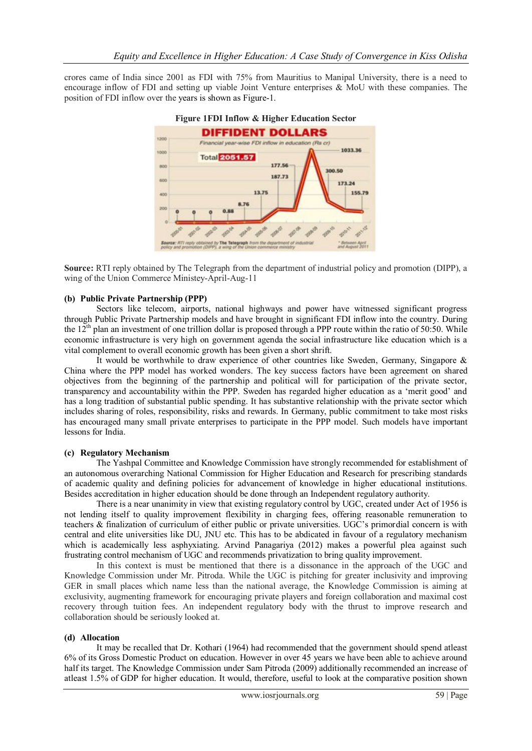crores came of India since 2001 as FDI with 75% from Mauritius to Manipal University, there is a need to encourage inflow of FDI and setting up viable Joint Venture enterprises & MoU with these companies. The position of FDI inflow over the years is shown as Figure-1.

**Figure 1FDI Inflow & Higher Education Sector**

**Source:** RTI reply obtained by The Telegraph from the department of industrial policy and promotion (DIPP), a wing of the Union Commerce Ministey-April-Aug-11

### (b) Public Private Partnership (PPP)

Sectors like telecom, airports, national highways and power have witnessed significant progress through Public Private Partnership models and have brought in significant FDI inflow into the country. During the 12th plan an investment of one trillion dollar is proposed through a PPP route within the ratio of 50:50. While economic infrastructure is very high on government agenda the social infrastructure like education which is a vital complement to overall economic growth has been given a short shrift.

It would be worthwhile to draw experience of other countries like Sweden, Germany, Singapore & China where the PPP model has worked wonders. The key success factors have been agreement on shared objectives from the beginning of the partnership and political will for participation of the private sector, transparency and accountability within the PPP. Sweden has regarded higher education as a 'merit good' and has a long tradition of substantial public spending. It has substantive relationship with the private sector which includes sharing of roles, responsibility, risks and rewards. In Germany, public commitment to take most risks has encouraged many small private enterprises to participate in the PPP model. Such models have important lessons for India.

### (c) Regulatory Mechanism

The Yashpal Committee and Knowledge Commission have strongly recommended for establishment of an autonomous overarching National Commission for Higher Education and Research for prescribing standards of academic quality and defining policies for advancement of knowledge in higher educational institutions. Besides accreditation in higher education should be done through an Independent regulatory authority.

There is a near unanimity in view that existing regulatory control by UGC, created under Act of 1956 is not lending itself to quality improvement flexibility in charging fees, offering reasonable remuneration to teachers & finalization of curriculum of either public or private universities. UGC's primordial concern is with central and elite universities like DU, JNU etc. This has to be abdicated in favour of a regulatory mechanism which is academically less asphyxiating. Arvind Panagariya (2012) makes a powerful plea against such frustrating control mechanism of UGC and recommends privatization to bring quality improvement.

In this context is must be mentioned that there is a dissonance in the approach of the UGC and Knowledge Commission under Mr. Pitroda. While the UGC is pitching for greater inclusivity and improving GER in small places which name less than the national average, the Knowledge Commission is aiming at exclusivity, augmenting framework for encouraging private players and foreign collaboration and maximal cost recovery through tuition fees. An independent regulatory body with the thrust to improve research and collaboration should be seriously looked at.

### (d) Allocation

It may be recalled that Dr. Kothari (1964) had recommended that the government should spend atleast 6% of its Gross Domestic Product on education. However in over 45 years we have been able to achieve around half its target. The Knowledge Commission under Sam Pitroda (2009) additionally recommended an increase of atleast 1.5% of GDP for higher education. It would, therefore, useful to look at the comparative position shown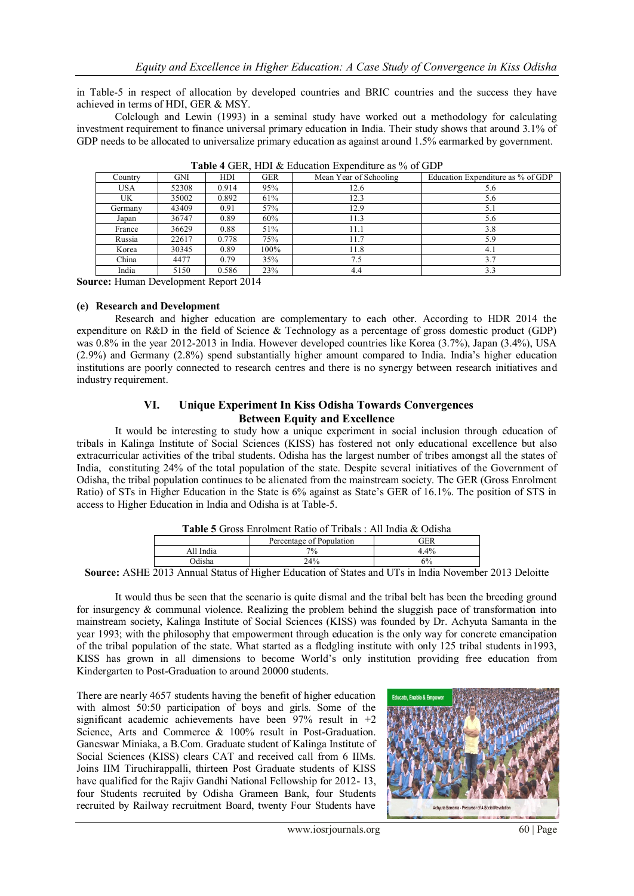in Table-5 in respect of allocation by developed countries and BRIC countries and the success they have achieved in terms of HDI, GER & MSY.

Colclough and Lewin (1993) in a seminal study have worked out a methodology for calculating investment requirement to finance universal primary education in India. Their study shows that around 3.1% of GDP needs to be allocated to universalize primary education as against around 1.5% earmarked by government.

**Table 4** GER, HDI & Education Expenditure as % of GDP

| Country | GNI | HDI | GER | Mean Year of Schooling | Education Expenditure as % of GDP |
|---|---|---|---|---|---|
| USA | 52308 | 0.914 | 95% | 12.6 | 5.6 |
| UK | 35002 | 0.892 | 61% | 12.3 | 5.6 |
| Germany | 43409 | 0.91 | 57% | 12.9 | 5.1 |
| Japan | 36747 | 0.89 | 60% | 11.3 | 5.6 |
| France | 36629 | 0.88 | 51% | 11.1 | 3.8 |
| Russia | 22617 | 0.778 | 75% | 11.7 | 5.9 |
| Korea | 30345 | 0.89 | 100% | 11.8 | 4.1 |
| China | 4477 | 0.79 | 35% | 7.5 | 3.7 |
| India | 5150 | 0.586 | 23% | 4.4 | 3.3 |

**Source:** Human Development Report 2014

**(e) Research and Development**

Research and higher education are complementary to each other. According to HDR 2014 the expenditure on R&D in the field of Science & Technology as a percentage of gross domestic product (GDP) was 0.8% in the year 2012-2013 in India. However developed countries like Korea (3.7%), Japan (3.4%), USA (2.9%) and Germany (2.8%) spend substantially higher amount compared to India. India's higher education institutions are poorly connected to research centres and there is no synergy between research initiatives and industry requirement.

## VI. Unique Experiment In Kiss Odisha Towards Convergences Between Equity and Excellence

It would be interesting to study how a unique experiment in social inclusion through education of tribals in Kalinga Institute of Social Sciences (KISS) has fostered not only educational excellence but also extracurricular activities of the tribal students. Odisha has the largest number of tribes amongst all the states of India, constituting 24% of the total population of the state. Despite several initiatives of the Government of Odisha, the tribal population continues to be alienated from the mainstream society. The GER (Gross Enrolment Ratio) of STs in Higher Education in the State is 6% against as State's GER of 16.1%. The position of STS in access to Higher Education in India and Odisha is at Table-5.

**Table 5** Gross Enrolment Ratio of Tribals : All India & Odisha

| | Percentage of Population | GER |
|---|---|---|
| All India | 7% | 4.4% |
| Odisha | 24% | 6% |

**Source:** ASHE 2013 Annual Status of Higher Education of States and UTs in India November 2013 Deloitte

It would thus be seen that the scenario is quite dismal and the tribal belt has been the breeding ground for insurgency & communal violence. Realizing the problem behind the sluggish pace of transformation into mainstream society, Kalinga Institute of Social Sciences (KISS) was founded by Dr. Achyuta Samanta in the year 1993; with the philosophy that empowerment through education is the only way for concrete emancipation of the tribal population of the state. What started as a fledgling institute with only 125 tribal students in1993, KISS has grown in all dimensions to become World's only institution providing free education from Kindergarten to Post-Graduation to around 20000 students.

There are nearly 4657 students having the benefit of higher education with almost 50:50 participation of boys and girls. Some of the significant academic achievements have been 97% result in +2 Science, Arts and Commerce & 100% result in Post-Graduation. Ganeswar Miniaka, a B.Com. Graduate student of Kalinga Institute of Social Sciences (KISS) clears CAT and received call from 6 IIMs. Joins IIM Tiruchirappalli, thirteen Post Graduate students of KISS have qualified for the Rajiv Gandhi National Fellowship for 2012- 13, four Students recruited by Odisha Grameen Bank, four Students recruited by Railway recruitment Board, twenty Four Students have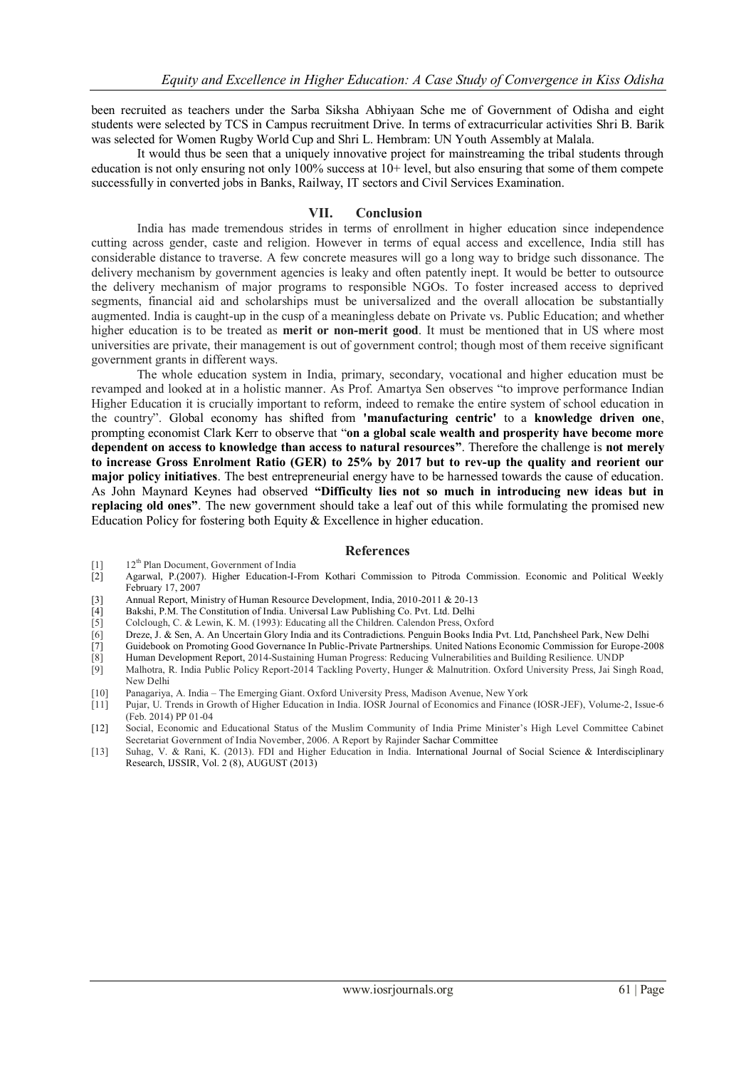been recruited as teachers under the Sarba Siksha Abhiyaan Sche me of Government of Odisha and eight students were selected by TCS in Campus recruitment Drive. In terms of extracurricular activities Shri B. Barik was selected for Women Rugby World Cup and Shri L. Hembram: UN Youth Assembly at Malala.

It would thus be seen that a uniquely innovative project for mainstreaming the tribal students through education is not only ensuring not only 100% success at 10+ level, but also ensuring that some of them compete successfully in converted jobs in Banks, Railway, IT sectors and Civil Services Examination.

## VII. Conclusion

India has made tremendous strides in terms of enrollment in higher education since independence cutting across gender, caste and religion. However in terms of equal access and excellence, India still has considerable distance to traverse. A few concrete measures will go a long way to bridge such dissonance. The delivery mechanism by government agencies is leaky and often patently inept. It would be better to outsource the delivery mechanism of major programs to responsible NGOs. To foster increased access to deprived segments, financial aid and scholarships must be universalized and the overall allocation be substantially augmented. India is caught-up in the cusp of a meaningless debate on Private vs. Public Education; and whether higher education is to be treated as **merit or non-merit good**. It must be mentioned that in US where most universities are private, their management is out of government control; though most of them receive significant government grants in different ways.

The whole education system in India, primary, secondary, vocational and higher education must be revamped and looked at in a holistic manner. As Prof. Amartya Sen observes "to improve performance Indian Higher Education it is crucially important to reform, indeed to remake the entire system of school education in the country". Global economy has shifted from **'manufacturing centric'** to a **knowledge driven one**, prompting economist Clark Kerr to observe that "**on a global scale wealth and prosperity have become more dependent on access to knowledge than access to natural resources"**. Therefore the challenge is **not merely to increase Gross Enrolment Ratio (GER) to 25% by 2017 but to rev-up the quality and reorient our major policy initiatives**. The best entrepreneurial energy have to be harnessed towards the cause of education. As John Maynard Keynes had observed **"Difficulty lies not so much in introducing new ideas but in replacing old ones"**. The new government should take a leaf out of this while formulating the promised new Education Policy for fostering both Equity & Excellence in higher education.

## References

[1] 12th Plan Document, Government of India
[2] Agarwal, P.(2007). Higher Education-I-From Kothari Commission to Pitroda Commission. Economic and Political Weekly February 17, 2007
[3] Annual Report, Ministry of Human Resource Development, India, 2010-2011 & 20-13
[4] Bakshi, P.M. The Constitution of India. Universal Law Publishing Co. Pvt. Ltd. Delhi
[5] Colclough, C. & Lewin, K. M. (1993): Educating all the Children. Calendon Press, Oxford
[6] Dreze, J. & Sen, A. An Uncertain Glory India and its Contradictions. Penguin Books India Pvt. Ltd, Panchsheel Park, New Delhi
[7] Guidebook on Promoting Good Governance In Public-Private Partnerships. United Nations Economic Commission for Europe-2008
[8] Human Development Report, 2014-Sustaining Human Progress: Reducing Vulnerabilities and Building Resilience. UNDP
[9] Malhotra, R. India Public Policy Report-2014 Tackling Poverty, Hunger & Malnutrition. Oxford University Press, Jai Singh Road, New Delhi
[10] Panagariya, A. India – The Emerging Giant. Oxford University Press, Madison Avenue, New York
[11] Pujar, U. Trends in Growth of Higher Education in India. IOSR Journal of Economics and Finance (IOSR-JEF), Volume-2, Issue-6 (Feb. 2014) PP 01-04
[12] Social, Economic and Educational Status of the Muslim Community of India Prime Minister's High Level Committee Cabinet Secretariat Government of India November, 2006. A Report by Rajinder Sachar Committee
[13] Suhag, V. & Rani, K. (2013). FDI and Higher Education in India. International Journal of Social Science & Interdisciplinary Research, IJSSIR, Vol. 2 (8), AUGUST (2013)